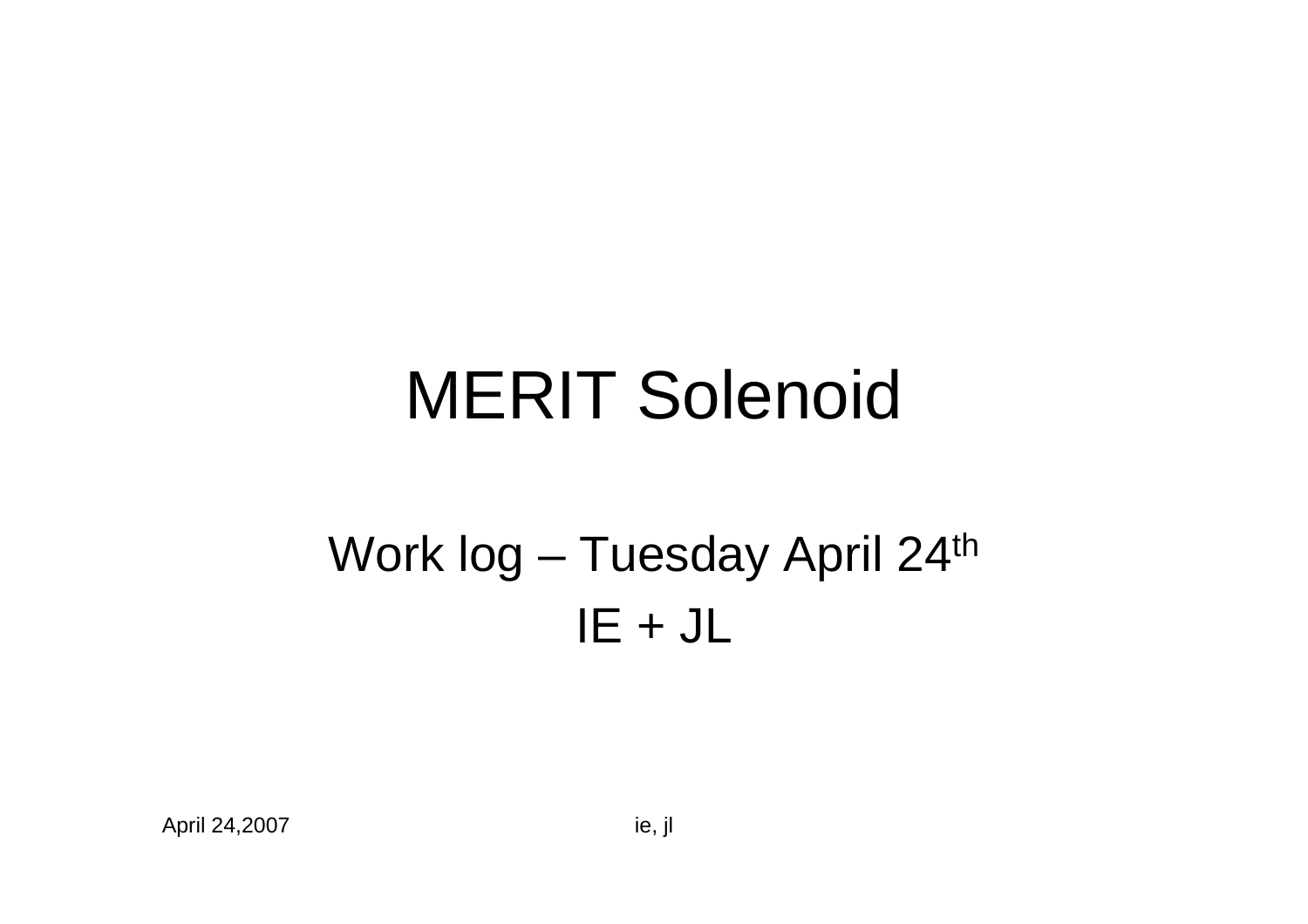# MERIT Solenoid

Work log – Tuesday April 24th

IE + JL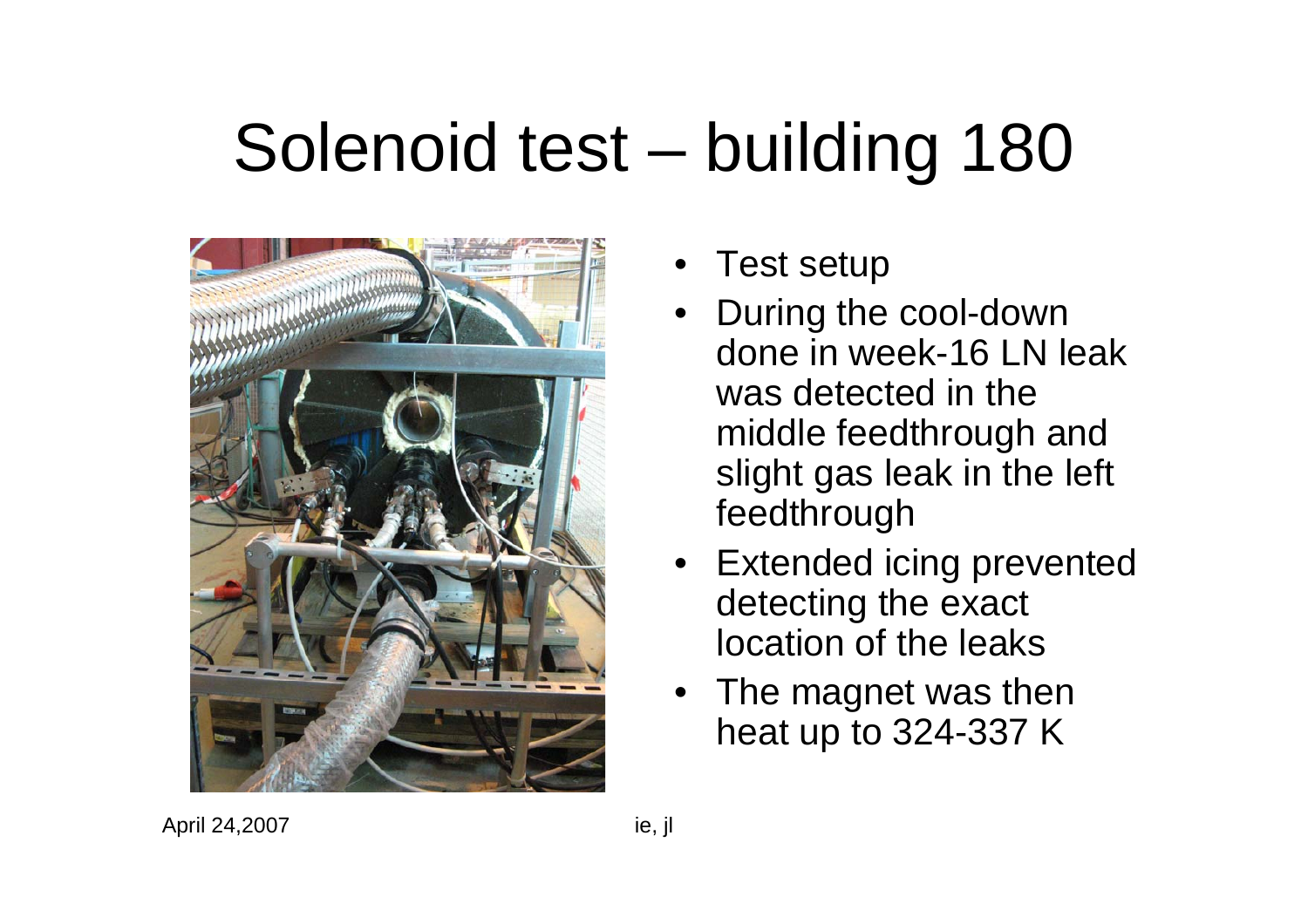# Solenoid test – building 180

- Test setup
- During the cool-down done in week-16 LN leak was detected in the middle feedthrough and slight gas leak in the left feedthrough
- Extended icing prevented detecting the exact location of the leaks
- The magnet was then heat up to 324-337 K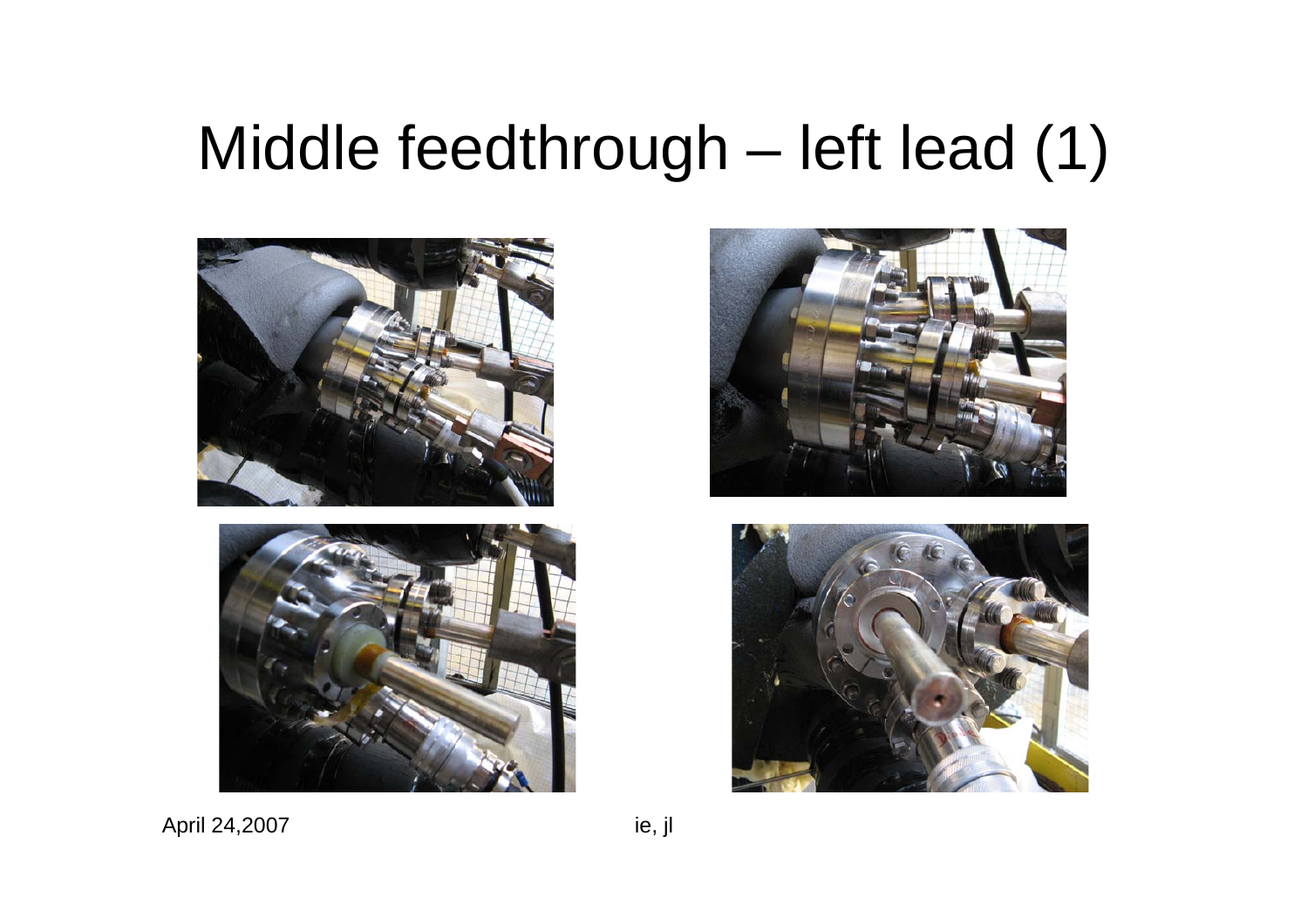# Middle feedthrough – left lead (1)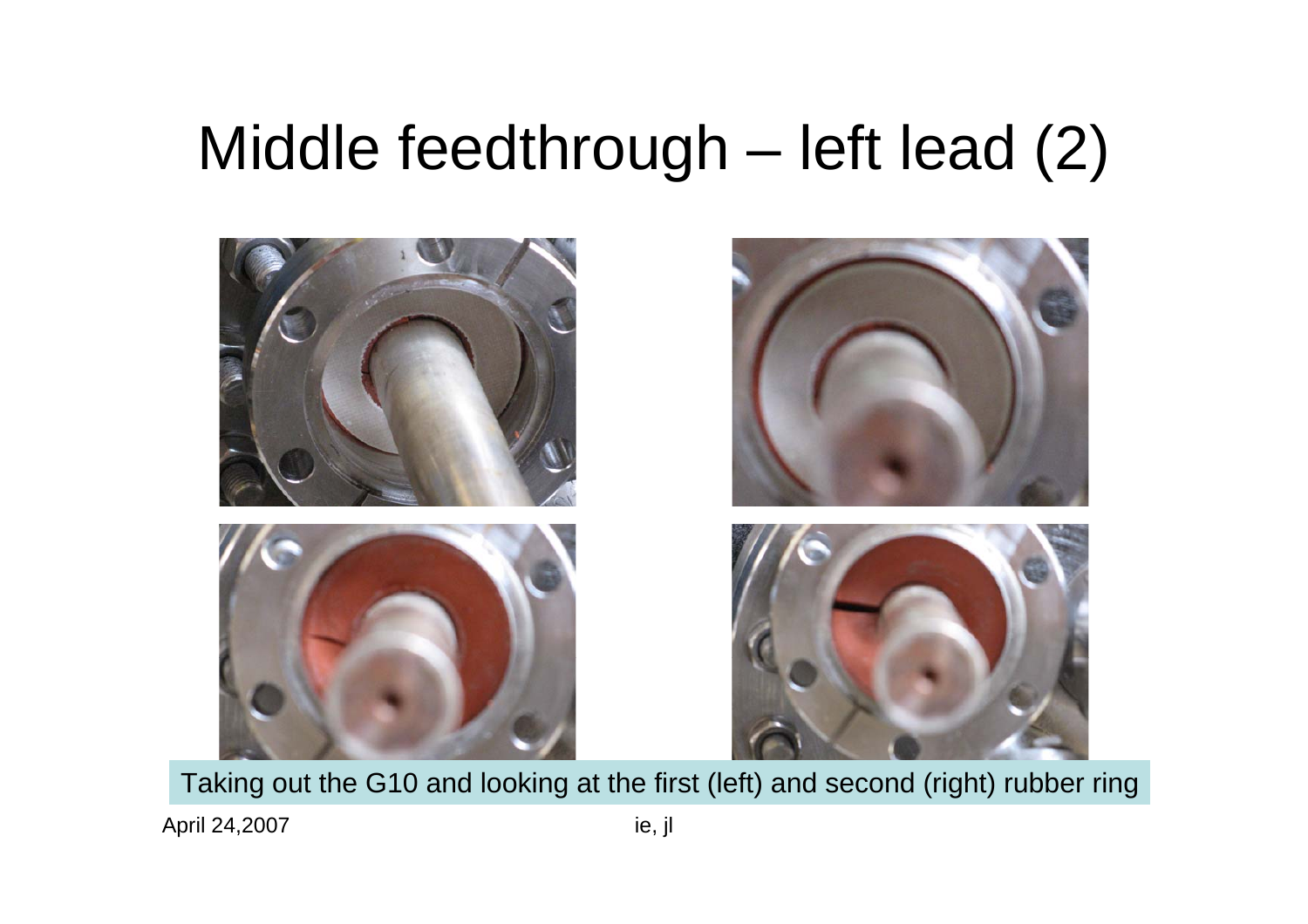# Middle feedthrough – left lead (2)

Taking out the G10 and looking at the first (left) and second (right) rubber ring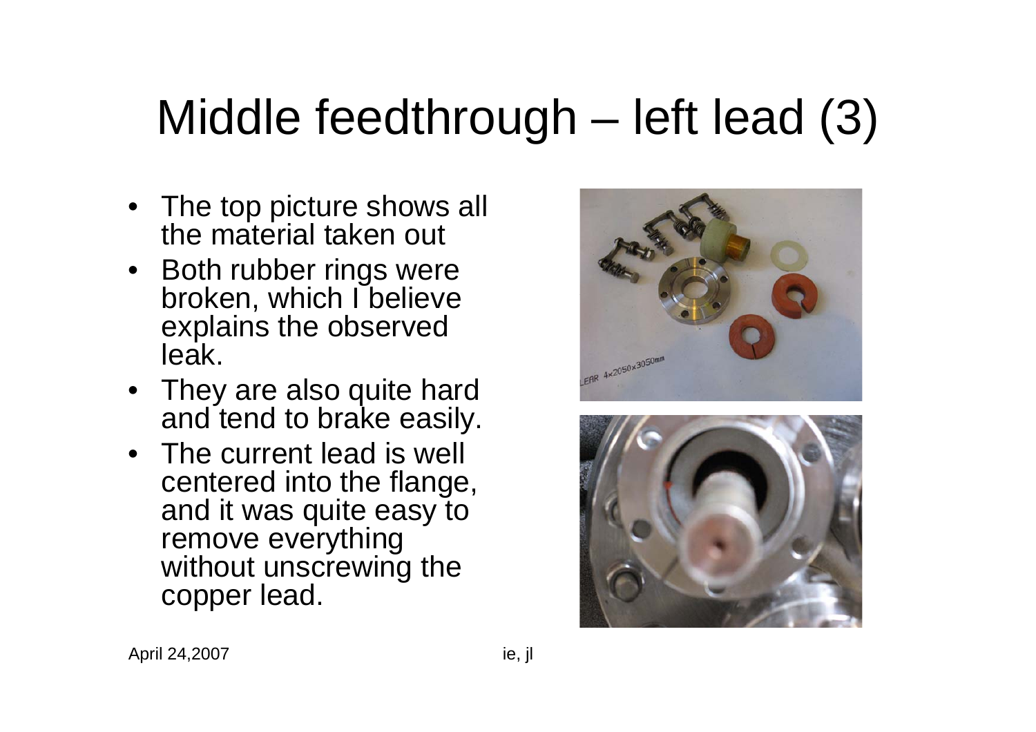# Middle feedthrough – left lead (3)

- The top picture shows all the material taken out
- Both rubber rings were broken, which I believe explains the observed leak.
- They are also quite hard and tend to brake easily.
- The current lead is well centered into the flange, and it was quite easy to remove everything without unscrewing the copper lead.

April 24,2007 ie, jl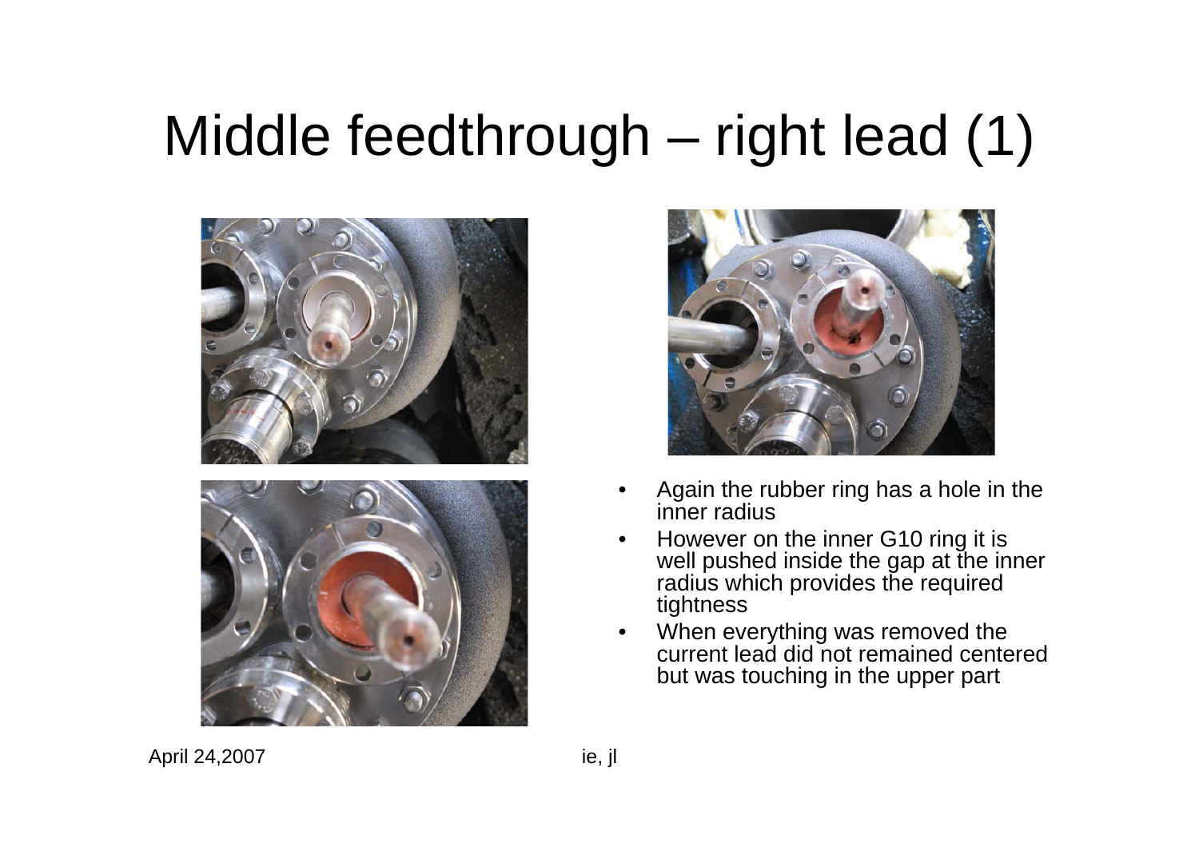# Middle feedthrough – right lead (1)

- Again the rubber ring has a hole in the inner radius
- However on the inner G10 ring it is well pushed inside the gap at the inner radius which provides the required tightness
- When everything was removed the current lead did not remained centered but was touching in the upper part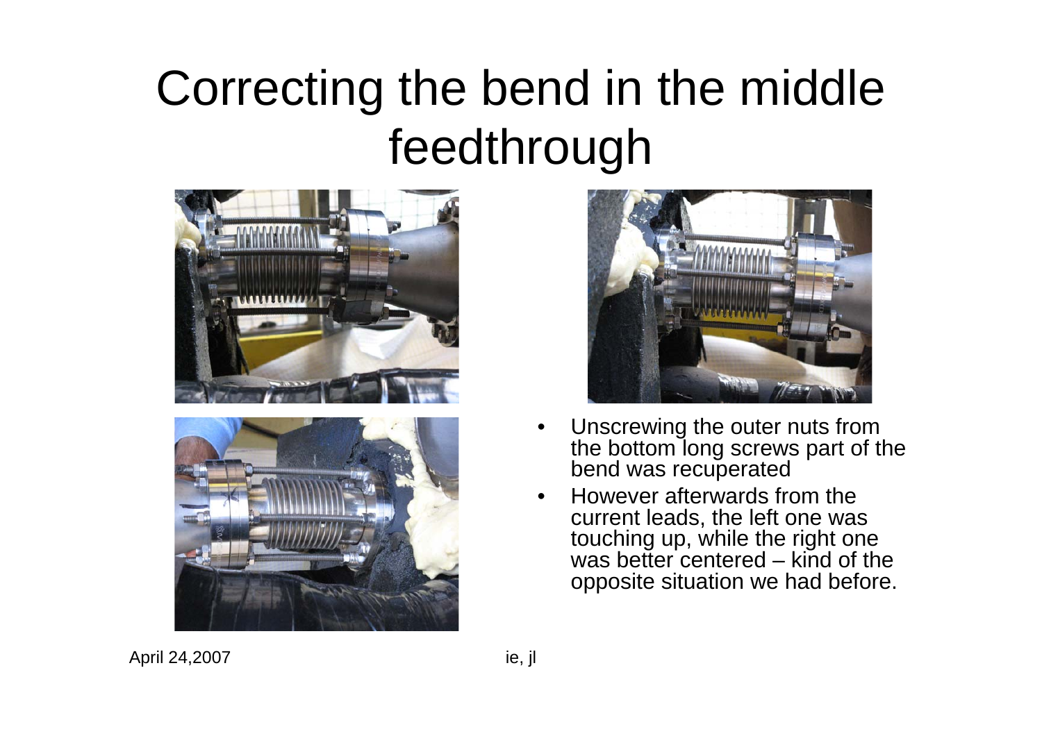# Correcting the bend in the middle feedthrough

- Unscrewing the outer nuts from the bottom long screws part of the bend was recuperated
- However afterwards from the current leads, the left one was touching up, while the right one was better centered – kind of the opposite situation we had before.